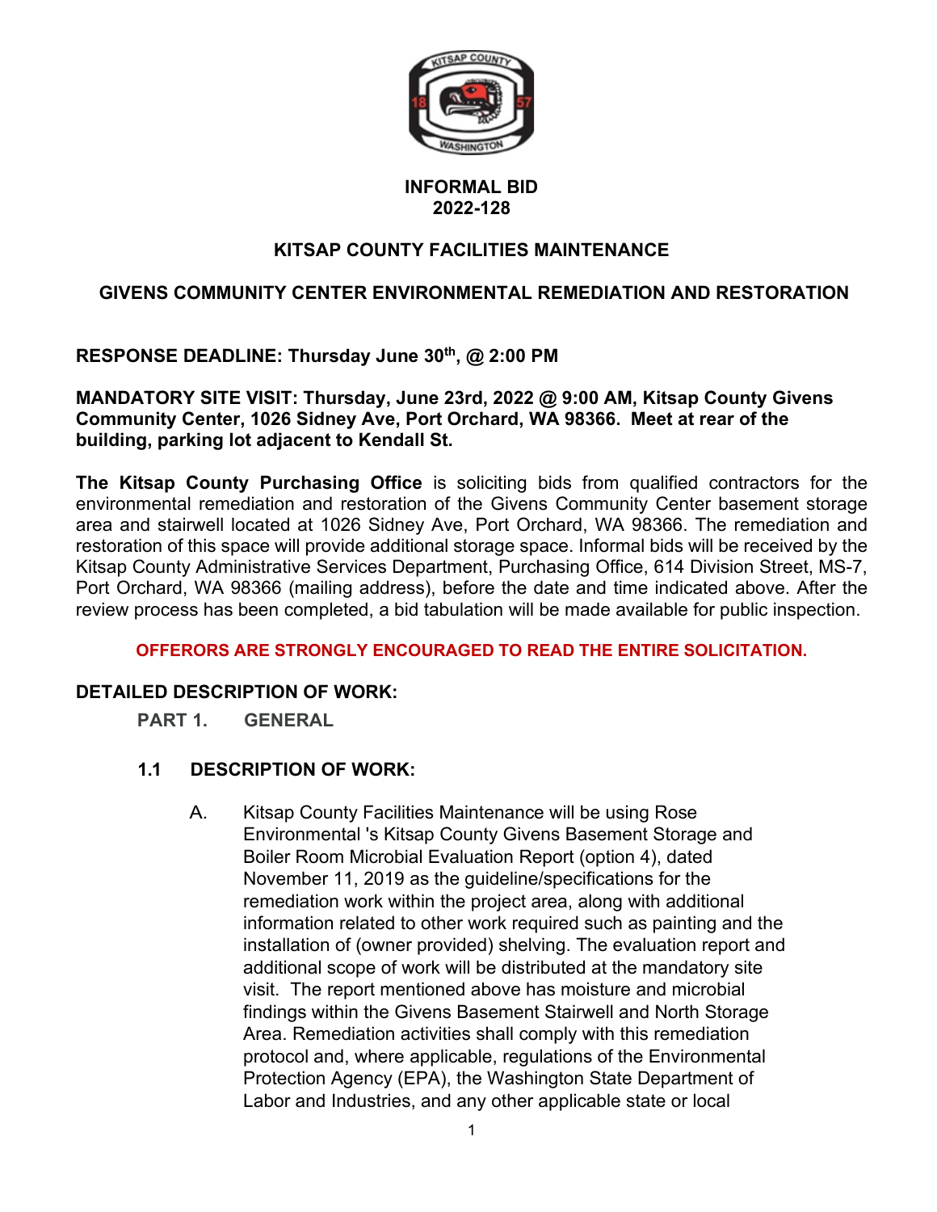# INFORMAL BID 2022-128

## KITSAP COUNTY FACILITIES MAINTENANCE

## GIVENS COMMUNITY CENTER ENVIRONMENTAL REMEDIATION AND RESTORATION

**RESPONSE DEADLINE: Thursday June 30th, @ 2:00 PM**

**MANDATORY SITE VISIT: Thursday, June 23rd, 2022 @ 9:00 AM, Kitsap County Givens Community Center, 1026 Sidney Ave, Port Orchard, WA 98366. Meet at rear of the building, parking lot adjacent to Kendall St.**

**The Kitsap County Purchasing Office** is soliciting bids from qualified contractors for the environmental remediation and restoration of the Givens Community Center basement storage area and stairwell located at 1026 Sidney Ave, Port Orchard, WA 98366. The remediation and restoration of this space will provide additional storage space. Informal bids will be received by the Kitsap County Administrative Services Department, Purchasing Office, 614 Division Street, MS-7, Port Orchard, WA 98366 (mailing address), before the date and time indicated above. After the review process has been completed, a bid tabulation will be made available for public inspection.

**OFFERORS ARE STRONGLY ENCOURAGED TO READ THE ENTIRE SOLICITATION.**

## DETAILED DESCRIPTION OF WORK:

### PART 1. GENERAL

### 1.1 DESCRIPTION OF WORK:

A. Kitsap County Facilities Maintenance will be using Rose Environmental 's Kitsap County Givens Basement Storage and Boiler Room Microbial Evaluation Report (option 4), dated November 11, 2019 as the guideline/specifications for the remediation work within the project area, along with additional information related to other work required such as painting and the installation of (owner provided) shelving. The evaluation report and additional scope of work will be distributed at the mandatory site visit. The report mentioned above has moisture and microbial findings within the Givens Basement Stairwell and North Storage Area. Remediation activities shall comply with this remediation protocol and, where applicable, regulations of the Environmental Protection Agency (EPA), the Washington State Department of Labor and Industries, and any other applicable state or local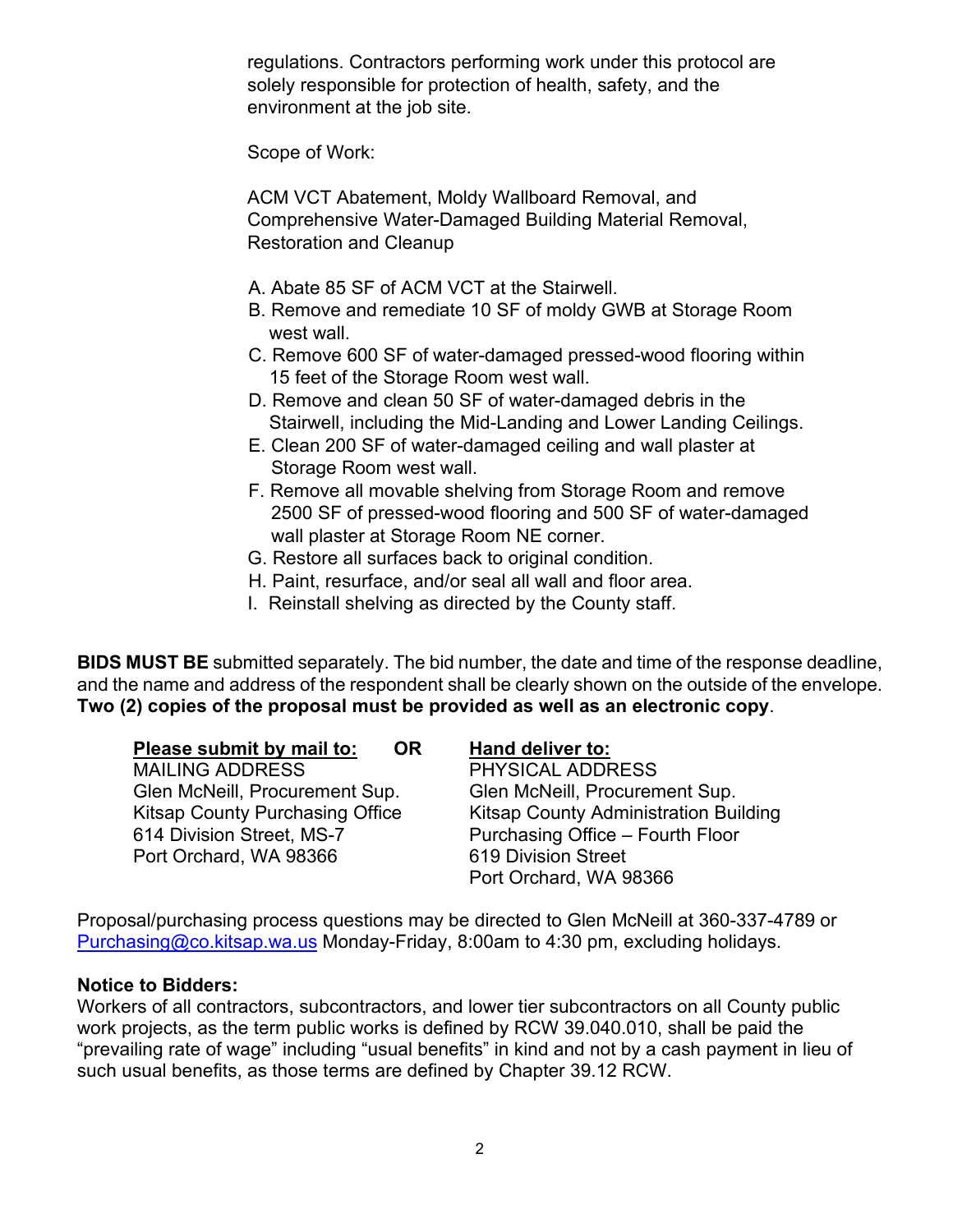regulations. Contractors performing work under this protocol are solely responsible for protection of health, safety, and the environment at the job site.

Scope of Work:

ACM VCT Abatement, Moldy Wallboard Removal, and Comprehensive Water-Damaged Building Material Removal, Restoration and Cleanup

A. Abate 85 SF of ACM VCT at the Stairwell.
B. Remove and remediate 10 SF of moldy GWB at Storage Room west wall.
C. Remove 600 SF of water-damaged pressed-wood flooring within 15 feet of the Storage Room west wall.
D. Remove and clean 50 SF of water-damaged debris in the Stairwell, including the Mid-Landing and Lower Landing Ceilings.
E. Clean 200 SF of water-damaged ceiling and wall plaster at Storage Room west wall.
F. Remove all movable shelving from Storage Room and remove 2500 SF of pressed-wood flooring and 500 SF of water-damaged wall plaster at Storage Room NE corner.
G. Restore all surfaces back to original condition.
H. Paint, resurface, and/or seal all wall and floor area.
I. Reinstall shelving as directed by the County staff.

**BIDS MUST BE** submitted separately. The bid number, the date and time of the response deadline, and the name and address of the respondent shall be clearly shown on the outside of the envelope. **Two (2) copies of the proposal must be provided as well as an electronic copy**.

| **Please submit by mail to:** | **OR** | **Hand deliver to:** |
|---|---|---|
| MAILING ADDRESS | | PHYSICAL ADDRESS |
| Glen McNeill, Procurement Sup. | | Glen McNeill, Procurement Sup. |
| Kitsap County Purchasing Office | | Kitsap County Administration Building |
| 614 Division Street, MS-7 | | Purchasing Office – Fourth Floor |
| Port Orchard, WA 98366 | | 619 Division Street |
| | | Port Orchard, WA 98366 |

Proposal/purchasing process questions may be directed to Glen McNeill at 360-337-4789 or Purchasing@co.kitsap.wa.us Monday-Friday, 8:00am to 4:30 pm, excluding holidays.

**Notice to Bidders:**
Workers of all contractors, subcontractors, and lower tier subcontractors on all County public work projects, as the term public works is defined by RCW 39.040.010, shall be paid the "prevailing rate of wage" including "usual benefits" in kind and not by a cash payment in lieu of such usual benefits, as those terms are defined by Chapter 39.12 RCW.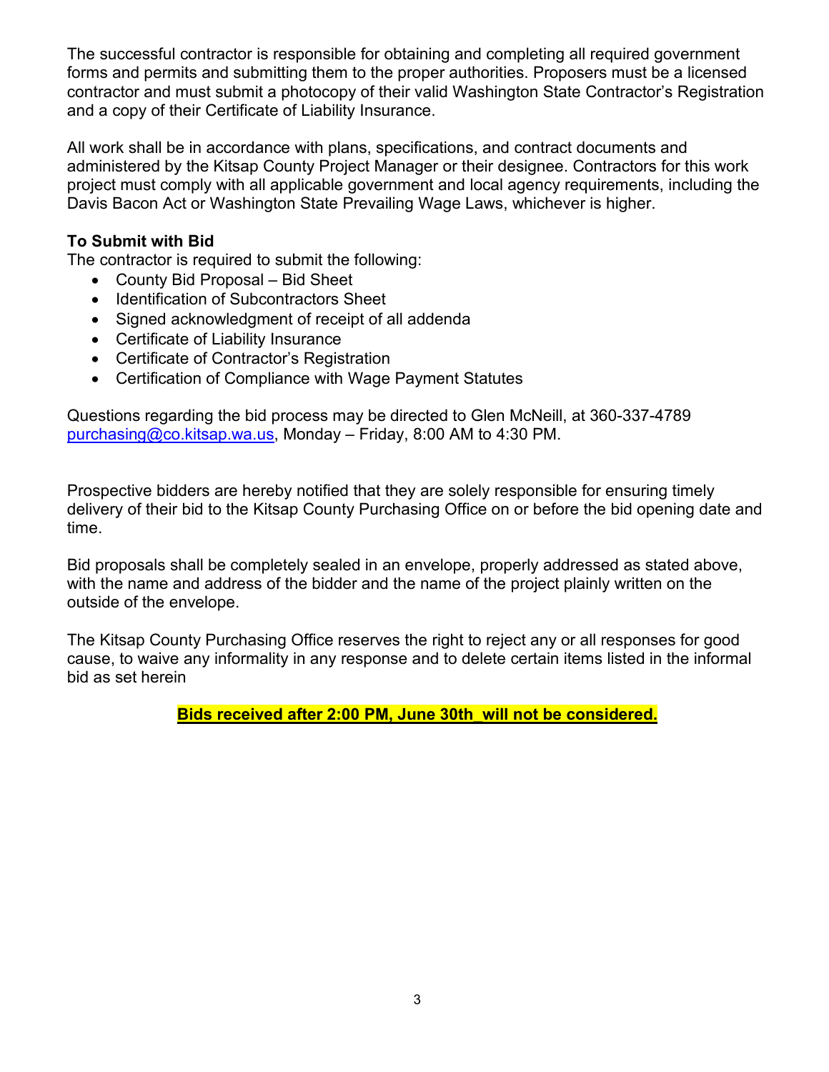The successful contractor is responsible for obtaining and completing all required government forms and permits and submitting them to the proper authorities. Proposers must be a licensed contractor and must submit a photocopy of their valid Washington State Contractor's Registration and a copy of their Certificate of Liability Insurance.

All work shall be in accordance with plans, specifications, and contract documents and administered by the Kitsap County Project Manager or their designee. Contractors for this work project must comply with all applicable government and local agency requirements, including the Davis Bacon Act or Washington State Prevailing Wage Laws, whichever is higher.

**To Submit with Bid**

The contractor is required to submit the following:

- County Bid Proposal – Bid Sheet
- Identification of Subcontractors Sheet
- Signed acknowledgment of receipt of all addenda
- Certificate of Liability Insurance
- Certificate of Contractor's Registration
- Certification of Compliance with Wage Payment Statutes

Questions regarding the bid process may be directed to Glen McNeill, at 360-337-4789 purchasing@co.kitsap.wa.us, Monday – Friday, 8:00 AM to 4:30 PM.

Prospective bidders are hereby notified that they are solely responsible for ensuring timely delivery of their bid to the Kitsap County Purchasing Office on or before the bid opening date and time.

Bid proposals shall be completely sealed in an envelope, properly addressed as stated above, with the name and address of the bidder and the name of the project plainly written on the outside of the envelope.

The Kitsap County Purchasing Office reserves the right to reject any or all responses for good cause, to waive any informality in any response and to delete certain items listed in the informal bid as set herein

**Bids received after 2:00 PM, June 30th_will not be considered.**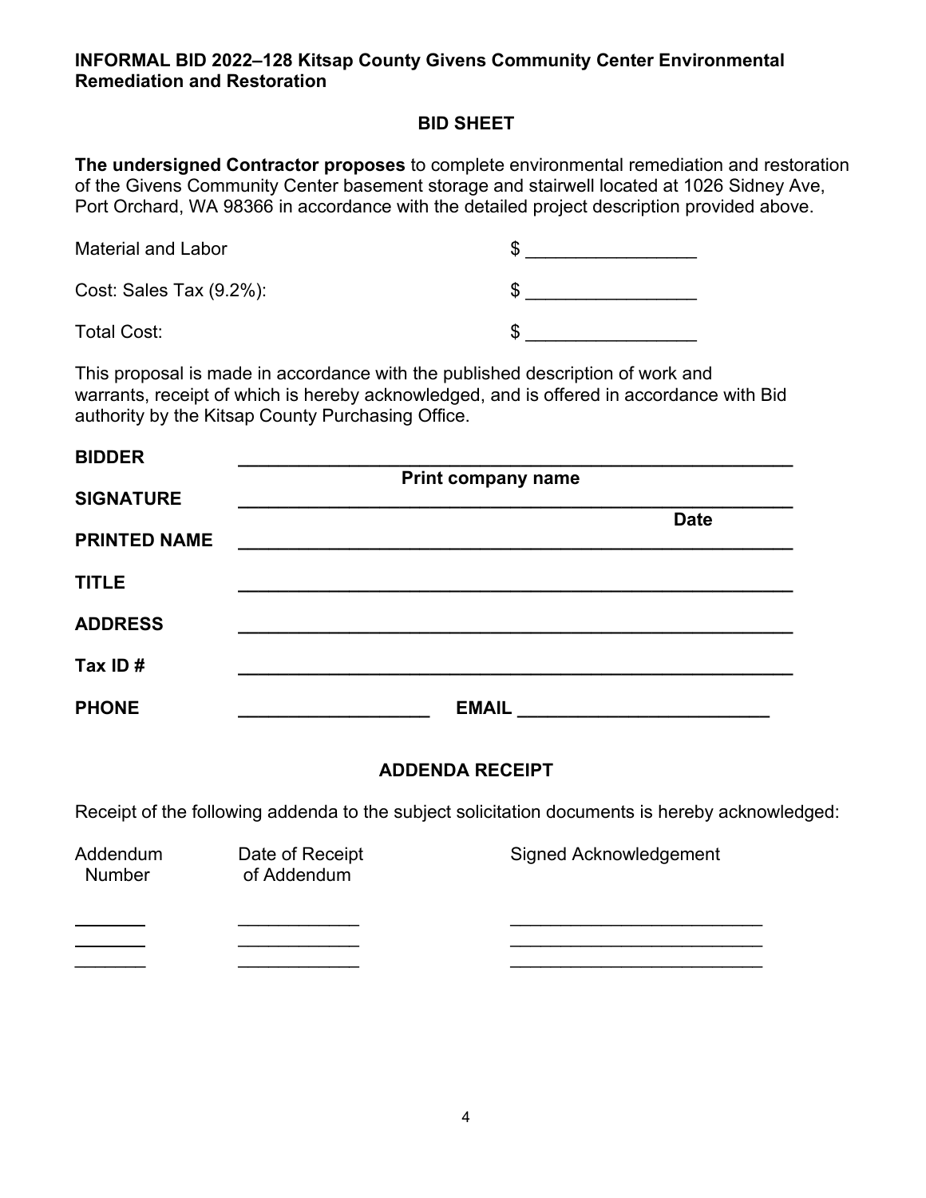**INFORMAL BID 2022–128 Kitsap County Givens Community Center Environmental Remediation and Restoration**

## BID SHEET

**The undersigned Contractor proposes** to complete environmental remediation and restoration of the Givens Community Center basement storage and stairwell located at 1026 Sidney Ave, Port Orchard, WA 98366 in accordance with the detailed project description provided above.

Material and Labor $ ________________

Cost: Sales Tax (9.2%): $ ________________

Total Cost: $ ________________

This proposal is made in accordance with the published description of work and warrants, receipt of which is hereby acknowledged, and is offered in accordance with Bid authority by the Kitsap County Purchasing Office.

**BIDDER** ______________________________________________________
**Print company name**

**SIGNATURE** ______________________________________________________
**Date**

**PRINTED NAME** ______________________________________________________

**TITLE** ______________________________________________________

**ADDRESS** ______________________________________________________

**Tax ID #** ______________________________________________________

**PHONE** ___________________ **EMAIL** ________________________

## ADDENDA RECEIPT

Receipt of the following addenda to the subject solicitation documents is hereby acknowledged:

| Addendum Number | Date of Receipt of Addendum | Signed Acknowledgement |
|---|---|---|
| _______ | ____________ | _________________________ |
| _______ | ____________ | _________________________ |
| _______ | ____________ | _________________________ |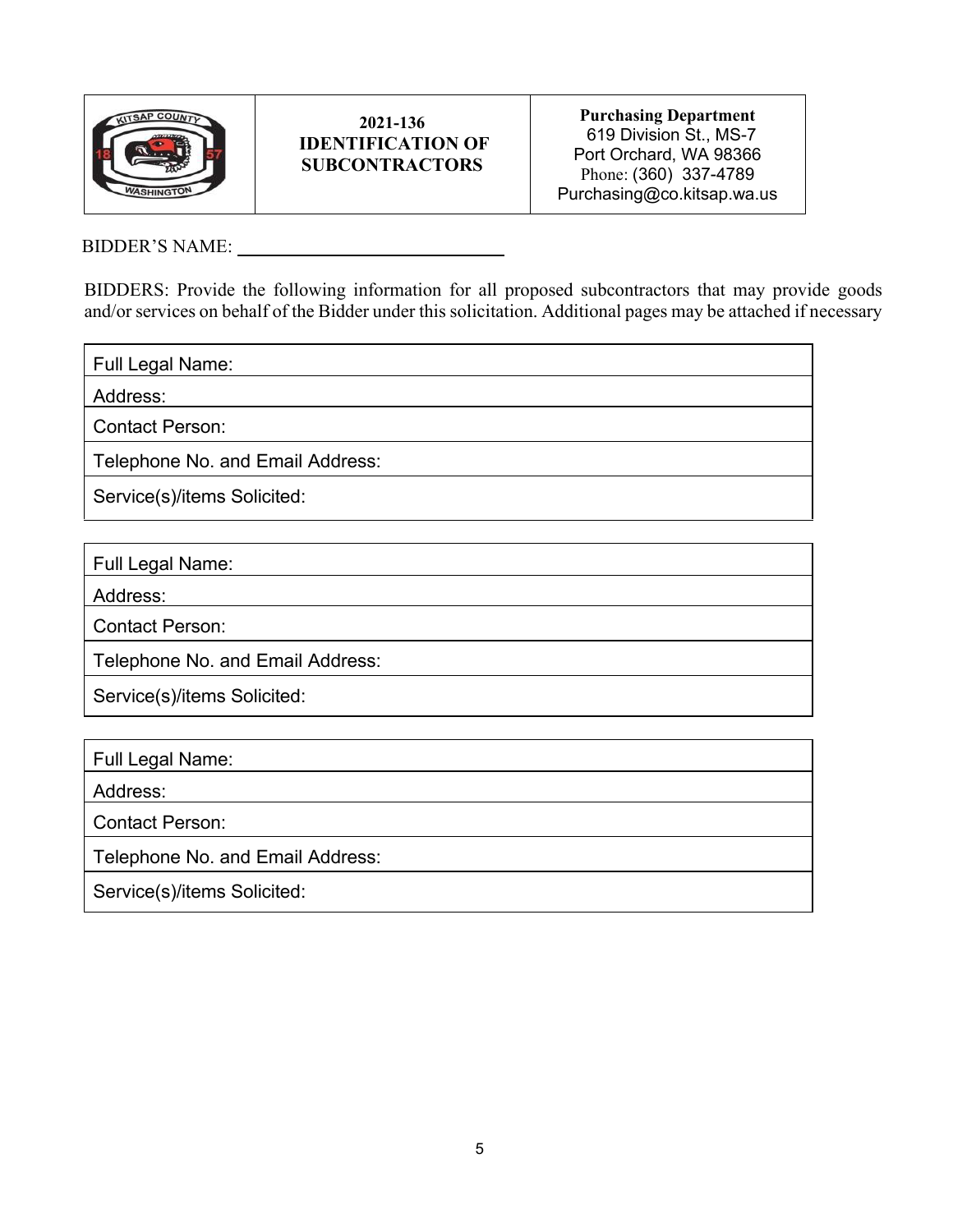| | 2021-136 IDENTIFICATION OF SUBCONTRACTORS | Purchasing Department<br>619 Division St., MS-7<br>Port Orchard, WA 98366<br>Phone: (360) 337-4789<br>Purchasing@co.kitsap.wa.us |
|---|---|---|

BIDDER'S NAME: ______________________________

BIDDERS: Provide the following information for all proposed subcontractors that may provide goods and/or services on behalf of the Bidder under this solicitation. Additional pages may be attached if necessary

| Full Legal Name: |
|---|
| Address: |
| Contact Person: |
| Telephone No. and Email Address: |
| Service(s)/items Solicited: |

| Full Legal Name: |
|---|
| Address: |
| Contact Person: |
| Telephone No. and Email Address: |
| Service(s)/items Solicited: |

| Full Legal Name: |
|---|
| Address: |
| Contact Person: |
| Telephone No. and Email Address: |
| Service(s)/items Solicited: |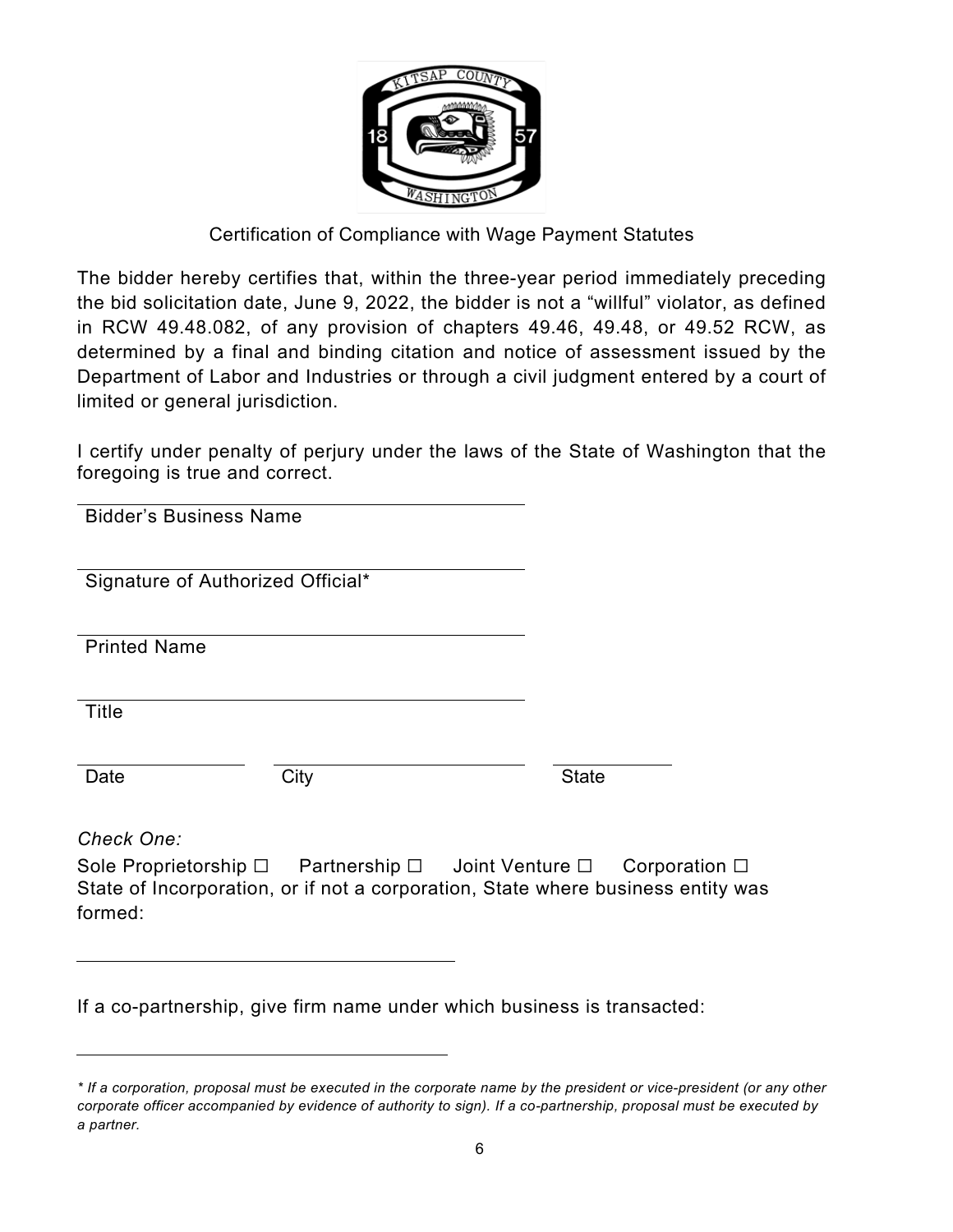## Certification of Compliance with Wage Payment Statutes

The bidder hereby certifies that, within the three-year period immediately preceding the bid solicitation date, June 9, 2022, the bidder is not a "willful" violator, as defined in RCW 49.48.082, of any provision of chapters 49.46, 49.48, or 49.52 RCW, as determined by a final and binding citation and notice of assessment issued by the Department of Labor and Industries or through a civil judgment entered by a court of limited or general jurisdiction.

I certify under penalty of perjury under the laws of the State of Washington that the foregoing is true and correct.

______________________________
Bidder's Business Name

______________________________
Signature of Authorized Official*

______________________________
Printed Name

______________________________
Title

______________ ______________________ ____________
Date City State

*Check One:*

Sole Proprietorship ☐ Partnership ☐ Joint Venture ☐ Corporation ☐

State of Incorporation, or if not a corporation, State where business entity was formed:

______________________________

If a co-partnership, give firm name under which business is transacted:

______________________________

*\* If a corporation, proposal must be executed in the corporate name by the president or vice-president (or any other corporate officer accompanied by evidence of authority to sign). If a co-partnership, proposal must be executed by a partner.*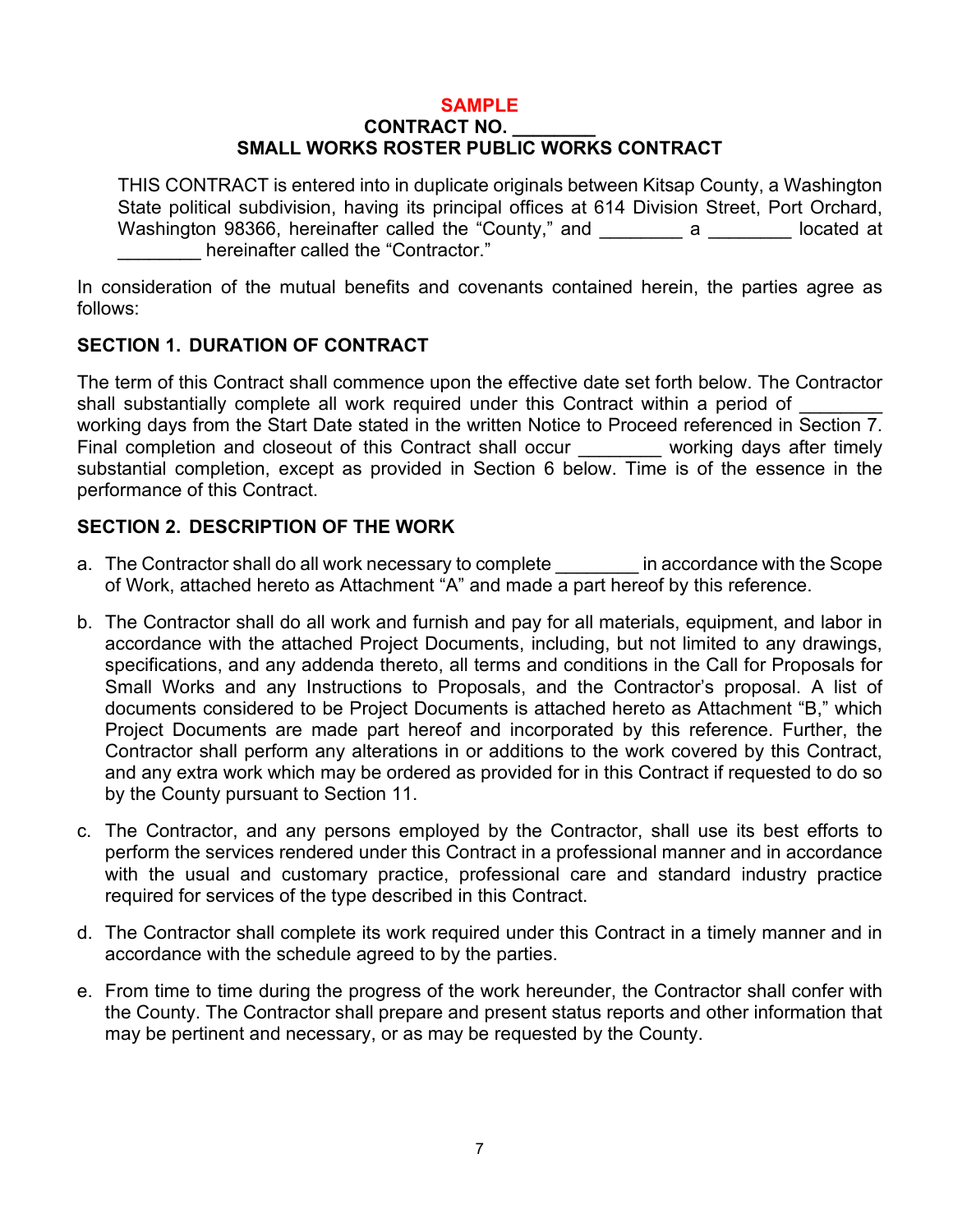**SAMPLE**

**CONTRACT NO. ________**

**SMALL WORKS ROSTER PUBLIC WORKS CONTRACT**

THIS CONTRACT is entered into in duplicate originals between Kitsap County, a Washington State political subdivision, having its principal offices at 614 Division Street, Port Orchard, Washington 98366, hereinafter called the “County,” and ________ a ________ located at ________ hereinafter called the “Contractor.”

In consideration of the mutual benefits and covenants contained herein, the parties agree as follows:

## SECTION 1. DURATION OF CONTRACT

The term of this Contract shall commence upon the effective date set forth below. The Contractor shall substantially complete all work required under this Contract within a period of ________ working days from the Start Date stated in the written Notice to Proceed referenced in Section 7. Final completion and closeout of this Contract shall occur ________ working days after timely substantial completion, except as provided in Section 6 below. Time is of the essence in the performance of this Contract.

## SECTION 2. DESCRIPTION OF THE WORK

a. The Contractor shall do all work necessary to complete ________ in accordance with the Scope of Work, attached hereto as Attachment “A” and made a part hereof by this reference.

b. The Contractor shall do all work and furnish and pay for all materials, equipment, and labor in accordance with the attached Project Documents, including, but not limited to any drawings, specifications, and any addenda thereto, all terms and conditions in the Call for Proposals for Small Works and any Instructions to Proposals, and the Contractor’s proposal. A list of documents considered to be Project Documents is attached hereto as Attachment “B,” which Project Documents are made part hereof and incorporated by this reference. Further, the Contractor shall perform any alterations in or additions to the work covered by this Contract, and any extra work which may be ordered as provided for in this Contract if requested to do so by the County pursuant to Section 11.

c. The Contractor, and any persons employed by the Contractor, shall use its best efforts to perform the services rendered under this Contract in a professional manner and in accordance with the usual and customary practice, professional care and standard industry practice required for services of the type described in this Contract.

d. The Contractor shall complete its work required under this Contract in a timely manner and in accordance with the schedule agreed to by the parties.

e. From time to time during the progress of the work hereunder, the Contractor shall confer with the County. The Contractor shall prepare and present status reports and other information that may be pertinent and necessary, or as may be requested by the County.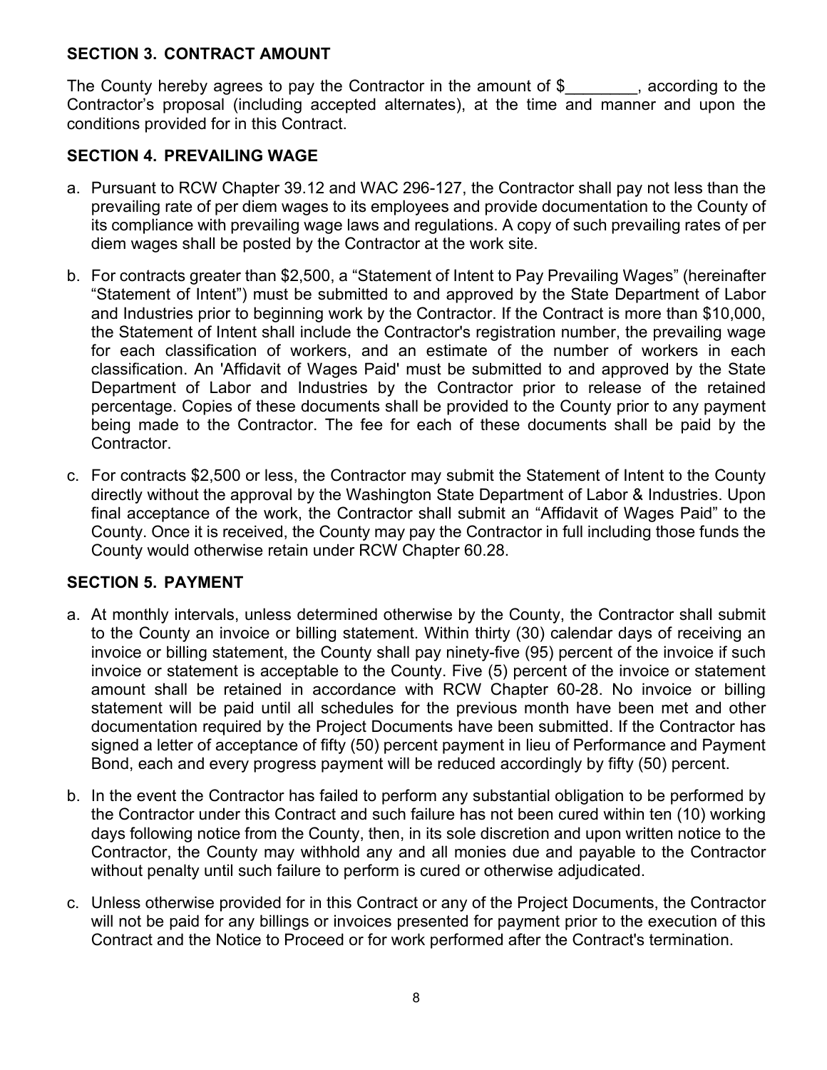## SECTION 3. CONTRACT AMOUNT

The County hereby agrees to pay the Contractor in the amount of $________, according to the Contractor's proposal (including accepted alternates), at the time and manner and upon the conditions provided for in this Contract.

## SECTION 4. PREVAILING WAGE

a. Pursuant to RCW Chapter 39.12 and WAC 296-127, the Contractor shall pay not less than the prevailing rate of per diem wages to its employees and provide documentation to the County of its compliance with prevailing wage laws and regulations. A copy of such prevailing rates of per diem wages shall be posted by the Contractor at the work site.

b. For contracts greater than $2,500, a "Statement of Intent to Pay Prevailing Wages" (hereinafter "Statement of Intent") must be submitted to and approved by the State Department of Labor and Industries prior to beginning work by the Contractor. If the Contract is more than $10,000, the Statement of Intent shall include the Contractor's registration number, the prevailing wage for each classification of workers, and an estimate of the number of workers in each classification. An 'Affidavit of Wages Paid' must be submitted to and approved by the State Department of Labor and Industries by the Contractor prior to release of the retained percentage. Copies of these documents shall be provided to the County prior to any payment being made to the Contractor. The fee for each of these documents shall be paid by the Contractor.

c. For contracts $2,500 or less, the Contractor may submit the Statement of Intent to the County directly without the approval by the Washington State Department of Labor & Industries. Upon final acceptance of the work, the Contractor shall submit an "Affidavit of Wages Paid" to the County. Once it is received, the County may pay the Contractor in full including those funds the County would otherwise retain under RCW Chapter 60.28.

## SECTION 5. PAYMENT

a. At monthly intervals, unless determined otherwise by the County, the Contractor shall submit to the County an invoice or billing statement. Within thirty (30) calendar days of receiving an invoice or billing statement, the County shall pay ninety-five (95) percent of the invoice if such invoice or statement is acceptable to the County. Five (5) percent of the invoice or statement amount shall be retained in accordance with RCW Chapter 60-28. No invoice or billing statement will be paid until all schedules for the previous month have been met and other documentation required by the Project Documents have been submitted. If the Contractor has signed a letter of acceptance of fifty (50) percent payment in lieu of Performance and Payment Bond, each and every progress payment will be reduced accordingly by fifty (50) percent.

b. In the event the Contractor has failed to perform any substantial obligation to be performed by the Contractor under this Contract and such failure has not been cured within ten (10) working days following notice from the County, then, in its sole discretion and upon written notice to the Contractor, the County may withhold any and all monies due and payable to the Contractor without penalty until such failure to perform is cured or otherwise adjudicated.

c. Unless otherwise provided for in this Contract or any of the Project Documents, the Contractor will not be paid for any billings or invoices presented for payment prior to the execution of this Contract and the Notice to Proceed or for work performed after the Contract's termination.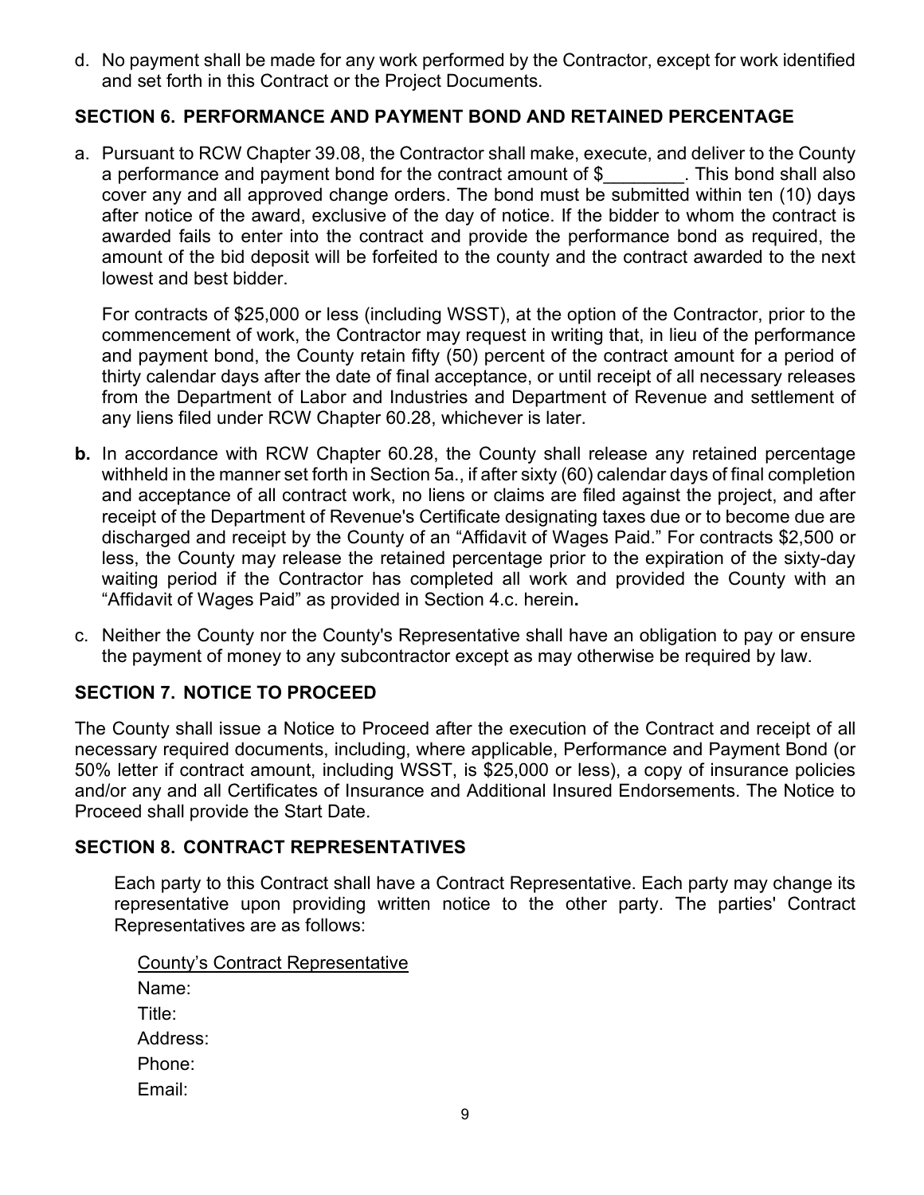d. No payment shall be made for any work performed by the Contractor, except for work identified and set forth in this Contract or the Project Documents.

## SECTION 6. PERFORMANCE AND PAYMENT BOND AND RETAINED PERCENTAGE

a. Pursuant to RCW Chapter 39.08, the Contractor shall make, execute, and deliver to the County a performance and payment bond for the contract amount of $________. This bond shall also cover any and all approved change orders. The bond must be submitted within ten (10) days after notice of the award, exclusive of the day of notice. If the bidder to whom the contract is awarded fails to enter into the contract and provide the performance bond as required, the amount of the bid deposit will be forfeited to the county and the contract awarded to the next lowest and best bidder.

   For contracts of $25,000 or less (including WSST), at the option of the Contractor, prior to the commencement of work, the Contractor may request in writing that, in lieu of the performance and payment bond, the County retain fifty (50) percent of the contract amount for a period of thirty calendar days after the date of final acceptance, or until receipt of all necessary releases from the Department of Labor and Industries and Department of Revenue and settlement of any liens filed under RCW Chapter 60.28, whichever is later.

**b.** In accordance with RCW Chapter 60.28, the County shall release any retained percentage withheld in the manner set forth in Section 5a., if after sixty (60) calendar days of final completion and acceptance of all contract work, no liens or claims are filed against the project, and after receipt of the Department of Revenue's Certificate designating taxes due or to become due are discharged and receipt by the County of an "Affidavit of Wages Paid." For contracts $2,500 or less, the County may release the retained percentage prior to the expiration of the sixty-day waiting period if the Contractor has completed all work and provided the County with an "Affidavit of Wages Paid" as provided in Section 4.c. herein**.**

c. Neither the County nor the County's Representative shall have an obligation to pay or ensure the payment of money to any subcontractor except as may otherwise be required by law.

## SECTION 7. NOTICE TO PROCEED

The County shall issue a Notice to Proceed after the execution of the Contract and receipt of all necessary required documents, including, where applicable, Performance and Payment Bond (or 50% letter if contract amount, including WSST, is $25,000 or less), a copy of insurance policies and/or any and all Certificates of Insurance and Additional Insured Endorsements. The Notice to Proceed shall provide the Start Date.

## SECTION 8. CONTRACT REPRESENTATIVES

Each party to this Contract shall have a Contract Representative. Each party may change its representative upon providing written notice to the other party. The parties' Contract Representatives are as follows:

<u>County's Contract Representative</u>

Name:

Title:

Address:

Phone:

Email: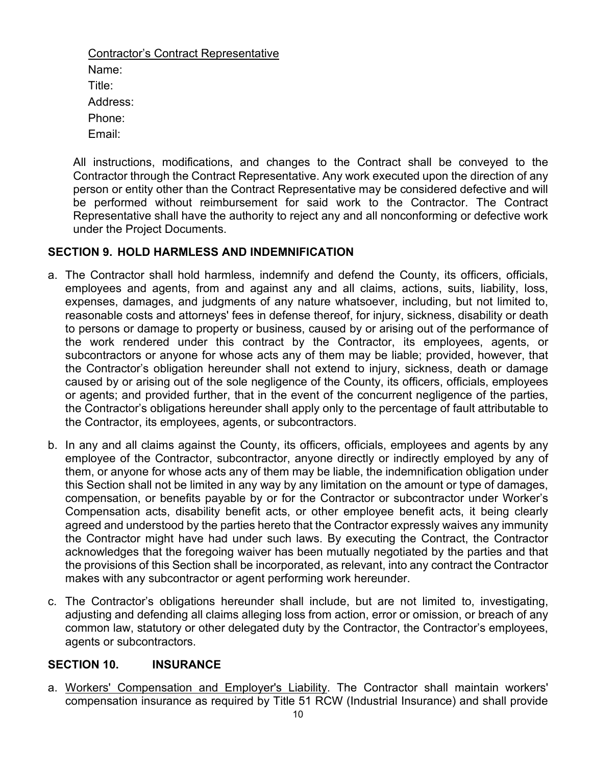Contractor's Contract Representative

Name:

Title:

Address:

Phone:

Email:

All instructions, modifications, and changes to the Contract shall be conveyed to the Contractor through the Contract Representative. Any work executed upon the direction of any person or entity other than the Contract Representative may be considered defective and will be performed without reimbursement for said work to the Contractor. The Contract Representative shall have the authority to reject any and all nonconforming or defective work under the Project Documents.

## SECTION 9. HOLD HARMLESS AND INDEMNIFICATION

a. The Contractor shall hold harmless, indemnify and defend the County, its officers, officials, employees and agents, from and against any and all claims, actions, suits, liability, loss, expenses, damages, and judgments of any nature whatsoever, including, but not limited to, reasonable costs and attorneys' fees in defense thereof, for injury, sickness, disability or death to persons or damage to property or business, caused by or arising out of the performance of the work rendered under this contract by the Contractor, its employees, agents, or subcontractors or anyone for whose acts any of them may be liable; provided, however, that the Contractor's obligation hereunder shall not extend to injury, sickness, death or damage caused by or arising out of the sole negligence of the County, its officers, officials, employees or agents; and provided further, that in the event of the concurrent negligence of the parties, the Contractor's obligations hereunder shall apply only to the percentage of fault attributable to the Contractor, its employees, agents, or subcontractors.

b. In any and all claims against the County, its officers, officials, employees and agents by any employee of the Contractor, subcontractor, anyone directly or indirectly employed by any of them, or anyone for whose acts any of them may be liable, the indemnification obligation under this Section shall not be limited in any way by any limitation on the amount or type of damages, compensation, or benefits payable by or for the Contractor or subcontractor under Worker's Compensation acts, disability benefit acts, or other employee benefit acts, it being clearly agreed and understood by the parties hereto that the Contractor expressly waives any immunity the Contractor might have had under such laws. By executing the Contract, the Contractor acknowledges that the foregoing waiver has been mutually negotiated by the parties and that the provisions of this Section shall be incorporated, as relevant, into any contract the Contractor makes with any subcontractor or agent performing work hereunder.

c. The Contractor's obligations hereunder shall include, but are not limited to, investigating, adjusting and defending all claims alleging loss from action, error or omission, or breach of any common law, statutory or other delegated duty by the Contractor, the Contractor's employees, agents or subcontractors.

## SECTION 10. INSURANCE

a. Workers' Compensation and Employer's Liability. The Contractor shall maintain workers' compensation insurance as required by Title 51 RCW (Industrial Insurance) and shall provide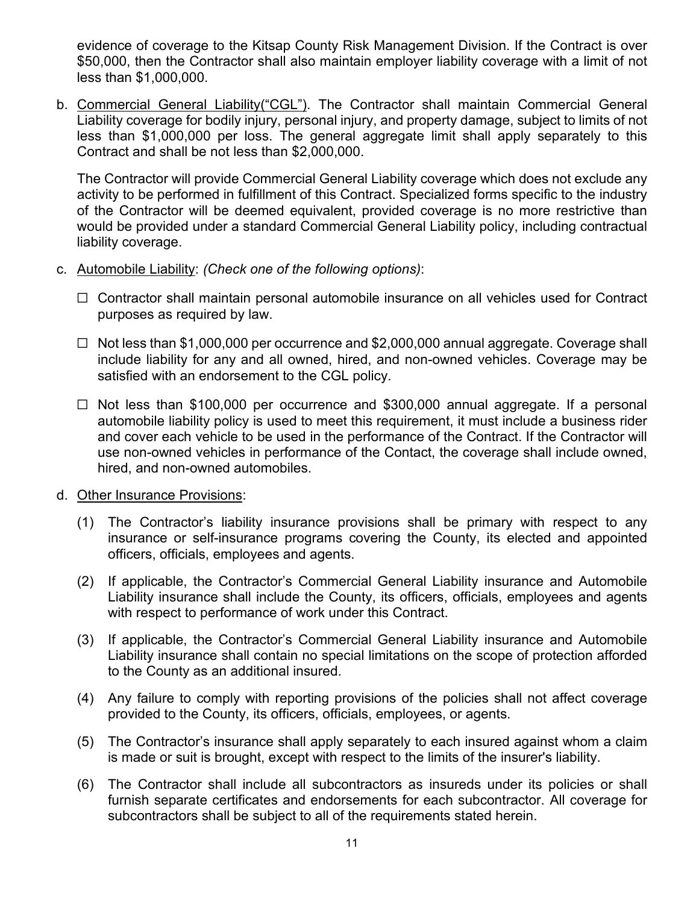evidence of coverage to the Kitsap County Risk Management Division. If the Contract is over $50,000, then the Contractor shall also maintain employer liability coverage with a limit of not less than $1,000,000.

b. Commercial General Liability("CGL"). The Contractor shall maintain Commercial General Liability coverage for bodily injury, personal injury, and property damage, subject to limits of not less than $1,000,000 per loss. The general aggregate limit shall apply separately to this Contract and shall be not less than $2,000,000.

   The Contractor will provide Commercial General Liability coverage which does not exclude any activity to be performed in fulfillment of this Contract. Specialized forms specific to the industry of the Contractor will be deemed equivalent, provided coverage is no more restrictive than would be provided under a standard Commercial General Liability policy, including contractual liability coverage.

c. Automobile Liability: *(Check one of the following options)*:

   ☐ Contractor shall maintain personal automobile insurance on all vehicles used for Contract purposes as required by law.

   ☐ Not less than $1,000,000 per occurrence and $2,000,000 annual aggregate. Coverage shall include liability for any and all owned, hired, and non-owned vehicles. Coverage may be satisfied with an endorsement to the CGL policy.

   ☐ Not less than $100,000 per occurrence and $300,000 annual aggregate. If a personal automobile liability policy is used to meet this requirement, it must include a business rider and cover each vehicle to be used in the performance of the Contract. If the Contractor will use non-owned vehicles in performance of the Contact, the coverage shall include owned, hired, and non-owned automobiles.

d. Other Insurance Provisions:

   (1) The Contractor's liability insurance provisions shall be primary with respect to any insurance or self-insurance programs covering the County, its elected and appointed officers, officials, employees and agents.

   (2) If applicable, the Contractor's Commercial General Liability insurance and Automobile Liability insurance shall include the County, its officers, officials, employees and agents with respect to performance of work under this Contract.

   (3) If applicable, the Contractor's Commercial General Liability insurance and Automobile Liability insurance shall contain no special limitations on the scope of protection afforded to the County as an additional insured.

   (4) Any failure to comply with reporting provisions of the policies shall not affect coverage provided to the County, its officers, officials, employees, or agents.

   (5) The Contractor's insurance shall apply separately to each insured against whom a claim is made or suit is brought, except with respect to the limits of the insurer's liability.

   (6) The Contractor shall include all subcontractors as insureds under its policies or shall furnish separate certificates and endorsements for each subcontractor. All coverage for subcontractors shall be subject to all of the requirements stated herein.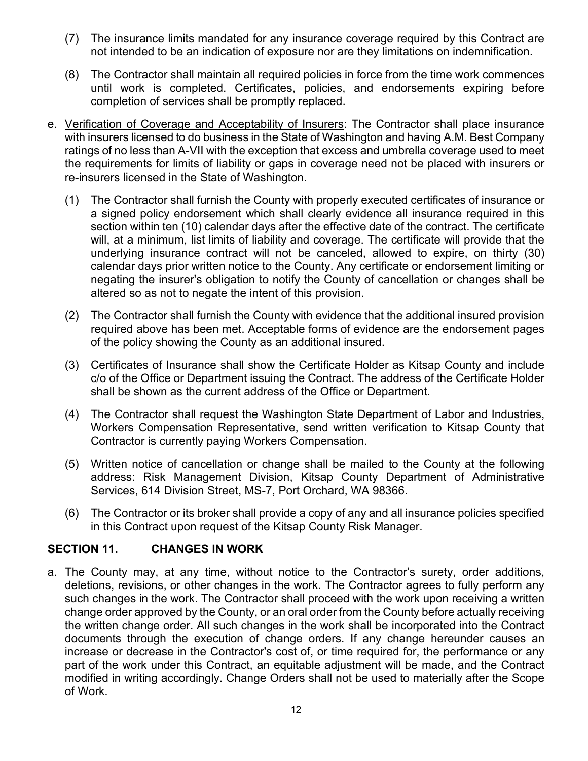(7) The insurance limits mandated for any insurance coverage required by this Contract are not intended to be an indication of exposure nor are they limitations on indemnification.

(8) The Contractor shall maintain all required policies in force from the time work commences until work is completed. Certificates, policies, and endorsements expiring before completion of services shall be promptly replaced.

e. Verification of Coverage and Acceptability of Insurers: The Contractor shall place insurance with insurers licensed to do business in the State of Washington and having A.M. Best Company ratings of no less than A-VII with the exception that excess and umbrella coverage used to meet the requirements for limits of liability or gaps in coverage need not be placed with insurers or re-insurers licensed in the State of Washington.

(1) The Contractor shall furnish the County with properly executed certificates of insurance or a signed policy endorsement which shall clearly evidence all insurance required in this section within ten (10) calendar days after the effective date of the contract. The certificate will, at a minimum, list limits of liability and coverage. The certificate will provide that the underlying insurance contract will not be canceled, allowed to expire, on thirty (30) calendar days prior written notice to the County. Any certificate or endorsement limiting or negating the insurer's obligation to notify the County of cancellation or changes shall be altered so as not to negate the intent of this provision.

(2) The Contractor shall furnish the County with evidence that the additional insured provision required above has been met. Acceptable forms of evidence are the endorsement pages of the policy showing the County as an additional insured.

(3) Certificates of Insurance shall show the Certificate Holder as Kitsap County and include c/o of the Office or Department issuing the Contract. The address of the Certificate Holder shall be shown as the current address of the Office or Department.

(4) The Contractor shall request the Washington State Department of Labor and Industries, Workers Compensation Representative, send written verification to Kitsap County that Contractor is currently paying Workers Compensation.

(5) Written notice of cancellation or change shall be mailed to the County at the following address: Risk Management Division, Kitsap County Department of Administrative Services, 614 Division Street, MS-7, Port Orchard, WA 98366.

(6) The Contractor or its broker shall provide a copy of any and all insurance policies specified in this Contract upon request of the Kitsap County Risk Manager.

## SECTION 11. CHANGES IN WORK

a. The County may, at any time, without notice to the Contractor's surety, order additions, deletions, revisions, or other changes in the work. The Contractor agrees to fully perform any such changes in the work. The Contractor shall proceed with the work upon receiving a written change order approved by the County, or an oral order from the County before actually receiving the written change order. All such changes in the work shall be incorporated into the Contract documents through the execution of change orders. If any change hereunder causes an increase or decrease in the Contractor's cost of, or time required for, the performance or any part of the work under this Contract, an equitable adjustment will be made, and the Contract modified in writing accordingly. Change Orders shall not be used to materially after the Scope of Work.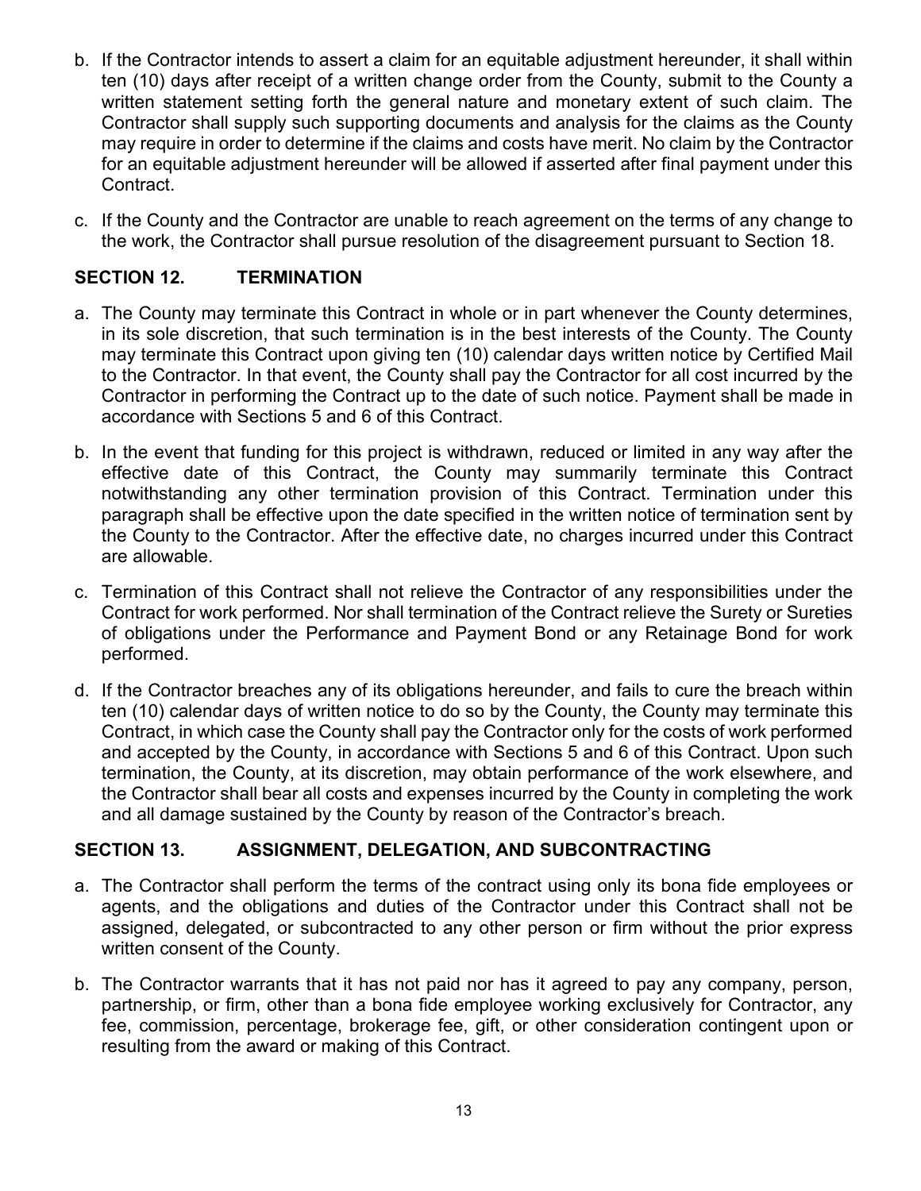b. If the Contractor intends to assert a claim for an equitable adjustment hereunder, it shall within ten (10) days after receipt of a written change order from the County, submit to the County a written statement setting forth the general nature and monetary extent of such claim. The Contractor shall supply such supporting documents and analysis for the claims as the County may require in order to determine if the claims and costs have merit. No claim by the Contractor for an equitable adjustment hereunder will be allowed if asserted after final payment under this Contract.

c. If the County and the Contractor are unable to reach agreement on the terms of any change to the work, the Contractor shall pursue resolution of the disagreement pursuant to Section 18.

## SECTION 12. TERMINATION

a. The County may terminate this Contract in whole or in part whenever the County determines, in its sole discretion, that such termination is in the best interests of the County. The County may terminate this Contract upon giving ten (10) calendar days written notice by Certified Mail to the Contractor. In that event, the County shall pay the Contractor for all cost incurred by the Contractor in performing the Contract up to the date of such notice. Payment shall be made in accordance with Sections 5 and 6 of this Contract.

b. In the event that funding for this project is withdrawn, reduced or limited in any way after the effective date of this Contract, the County may summarily terminate this Contract notwithstanding any other termination provision of this Contract. Termination under this paragraph shall be effective upon the date specified in the written notice of termination sent by the County to the Contractor. After the effective date, no charges incurred under this Contract are allowable.

c. Termination of this Contract shall not relieve the Contractor of any responsibilities under the Contract for work performed. Nor shall termination of the Contract relieve the Surety or Sureties of obligations under the Performance and Payment Bond or any Retainage Bond for work performed.

d. If the Contractor breaches any of its obligations hereunder, and fails to cure the breach within ten (10) calendar days of written notice to do so by the County, the County may terminate this Contract, in which case the County shall pay the Contractor only for the costs of work performed and accepted by the County, in accordance with Sections 5 and 6 of this Contract. Upon such termination, the County, at its discretion, may obtain performance of the work elsewhere, and the Contractor shall bear all costs and expenses incurred by the County in completing the work and all damage sustained by the County by reason of the Contractor's breach.

## SECTION 13. ASSIGNMENT, DELEGATION, AND SUBCONTRACTING

a. The Contractor shall perform the terms of the contract using only its bona fide employees or agents, and the obligations and duties of the Contractor under this Contract shall not be assigned, delegated, or subcontracted to any other person or firm without the prior express written consent of the County.

b. The Contractor warrants that it has not paid nor has it agreed to pay any company, person, partnership, or firm, other than a bona fide employee working exclusively for Contractor, any fee, commission, percentage, brokerage fee, gift, or other consideration contingent upon or resulting from the award or making of this Contract.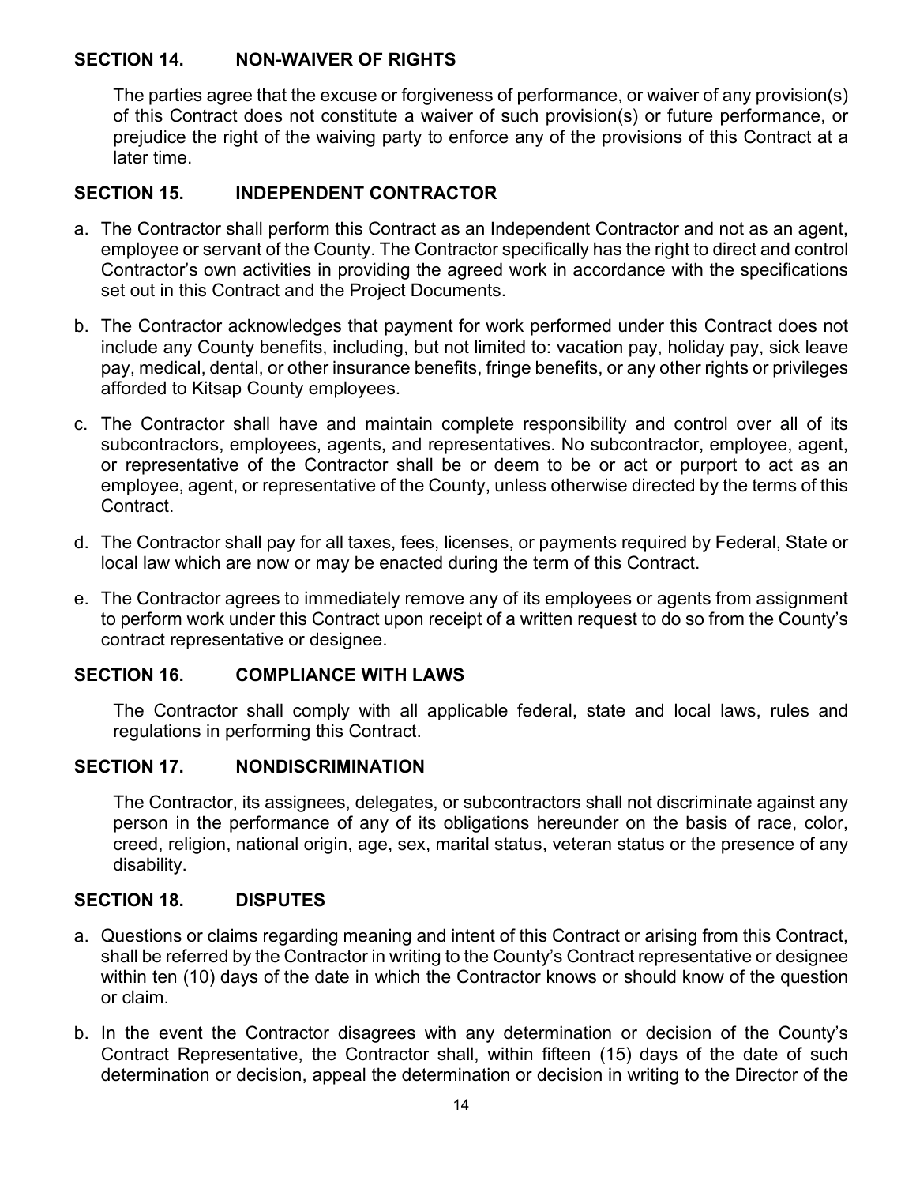## SECTION 14. NON-WAIVER OF RIGHTS

The parties agree that the excuse or forgiveness of performance, or waiver of any provision(s) of this Contract does not constitute a waiver of such provision(s) or future performance, or prejudice the right of the waiving party to enforce any of the provisions of this Contract at a later time.

## SECTION 15. INDEPENDENT CONTRACTOR

a. The Contractor shall perform this Contract as an Independent Contractor and not as an agent, employee or servant of the County. The Contractor specifically has the right to direct and control Contractor's own activities in providing the agreed work in accordance with the specifications set out in this Contract and the Project Documents.

b. The Contractor acknowledges that payment for work performed under this Contract does not include any County benefits, including, but not limited to: vacation pay, holiday pay, sick leave pay, medical, dental, or other insurance benefits, fringe benefits, or any other rights or privileges afforded to Kitsap County employees.

c. The Contractor shall have and maintain complete responsibility and control over all of its subcontractors, employees, agents, and representatives. No subcontractor, employee, agent, or representative of the Contractor shall be or deem to be or act or purport to act as an employee, agent, or representative of the County, unless otherwise directed by the terms of this Contract.

d. The Contractor shall pay for all taxes, fees, licenses, or payments required by Federal, State or local law which are now or may be enacted during the term of this Contract.

e. The Contractor agrees to immediately remove any of its employees or agents from assignment to perform work under this Contract upon receipt of a written request to do so from the County's contract representative or designee.

## SECTION 16. COMPLIANCE WITH LAWS

The Contractor shall comply with all applicable federal, state and local laws, rules and regulations in performing this Contract.

## SECTION 17. NONDISCRIMINATION

The Contractor, its assignees, delegates, or subcontractors shall not discriminate against any person in the performance of any of its obligations hereunder on the basis of race, color, creed, religion, national origin, age, sex, marital status, veteran status or the presence of any disability.

## SECTION 18. DISPUTES

a. Questions or claims regarding meaning and intent of this Contract or arising from this Contract, shall be referred by the Contractor in writing to the County's Contract representative or designee within ten (10) days of the date in which the Contractor knows or should know of the question or claim.

b. In the event the Contractor disagrees with any determination or decision of the County's Contract Representative, the Contractor shall, within fifteen (15) days of the date of such determination or decision, appeal the determination or decision in writing to the Director of the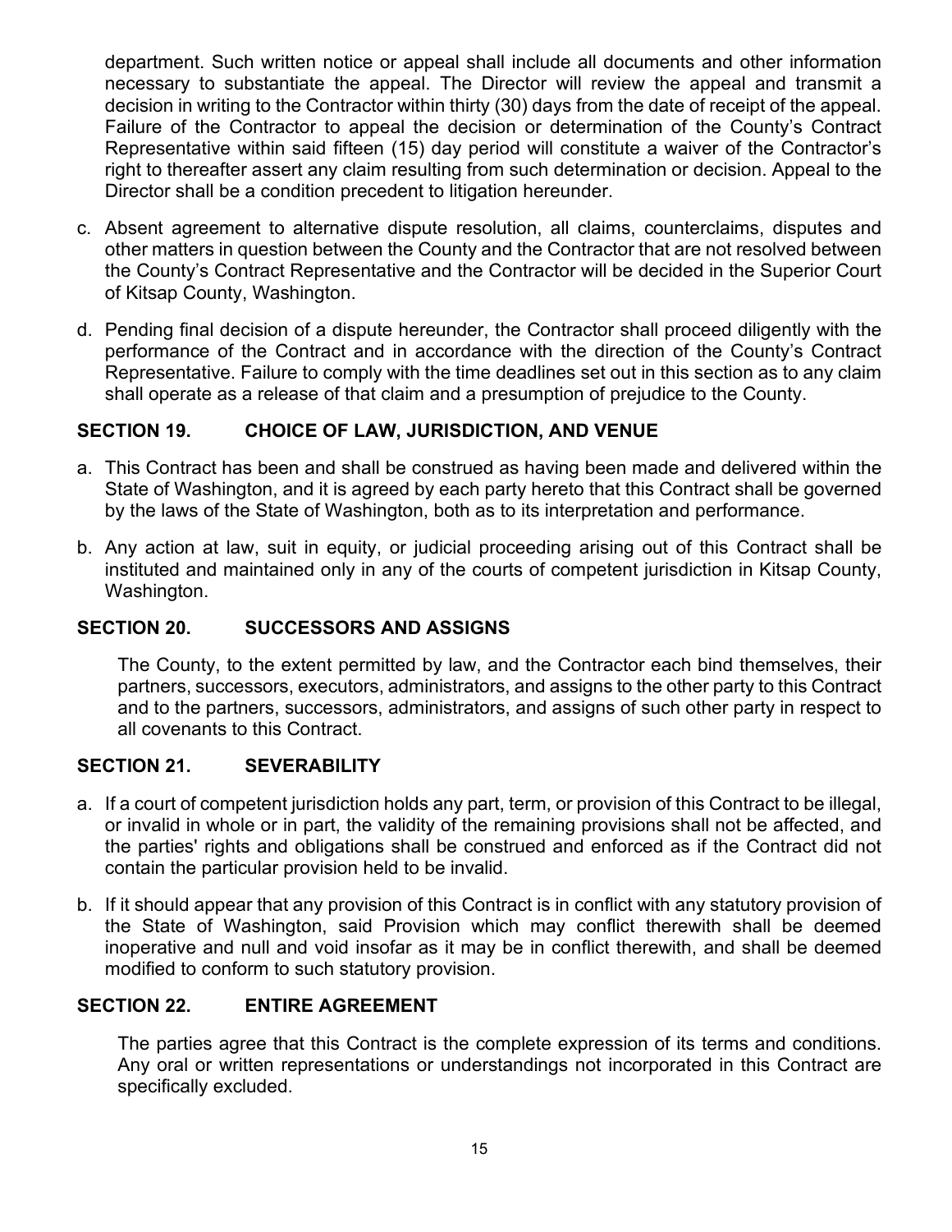department. Such written notice or appeal shall include all documents and other information necessary to substantiate the appeal. The Director will review the appeal and transmit a decision in writing to the Contractor within thirty (30) days from the date of receipt of the appeal. Failure of the Contractor to appeal the decision or determination of the County's Contract Representative within said fifteen (15) day period will constitute a waiver of the Contractor's right to thereafter assert any claim resulting from such determination or decision. Appeal to the Director shall be a condition precedent to litigation hereunder.

c. Absent agreement to alternative dispute resolution, all claims, counterclaims, disputes and other matters in question between the County and the Contractor that are not resolved between the County's Contract Representative and the Contractor will be decided in the Superior Court of Kitsap County, Washington.

d. Pending final decision of a dispute hereunder, the Contractor shall proceed diligently with the performance of the Contract and in accordance with the direction of the County's Contract Representative. Failure to comply with the time deadlines set out in this section as to any claim shall operate as a release of that claim and a presumption of prejudice to the County.

## SECTION 19. CHOICE OF LAW, JURISDICTION, AND VENUE

a. This Contract has been and shall be construed as having been made and delivered within the State of Washington, and it is agreed by each party hereto that this Contract shall be governed by the laws of the State of Washington, both as to its interpretation and performance.

b. Any action at law, suit in equity, or judicial proceeding arising out of this Contract shall be instituted and maintained only in any of the courts of competent jurisdiction in Kitsap County, Washington.

## SECTION 20. SUCCESSORS AND ASSIGNS

The County, to the extent permitted by law, and the Contractor each bind themselves, their partners, successors, executors, administrators, and assigns to the other party to this Contract and to the partners, successors, administrators, and assigns of such other party in respect to all covenants to this Contract.

## SECTION 21. SEVERABILITY

a. If a court of competent jurisdiction holds any part, term, or provision of this Contract to be illegal, or invalid in whole or in part, the validity of the remaining provisions shall not be affected, and the parties' rights and obligations shall be construed and enforced as if the Contract did not contain the particular provision held to be invalid.

b. If it should appear that any provision of this Contract is in conflict with any statutory provision of the State of Washington, said Provision which may conflict therewith shall be deemed inoperative and null and void insofar as it may be in conflict therewith, and shall be deemed modified to conform to such statutory provision.

## SECTION 22. ENTIRE AGREEMENT

The parties agree that this Contract is the complete expression of its terms and conditions. Any oral or written representations or understandings not incorporated in this Contract are specifically excluded.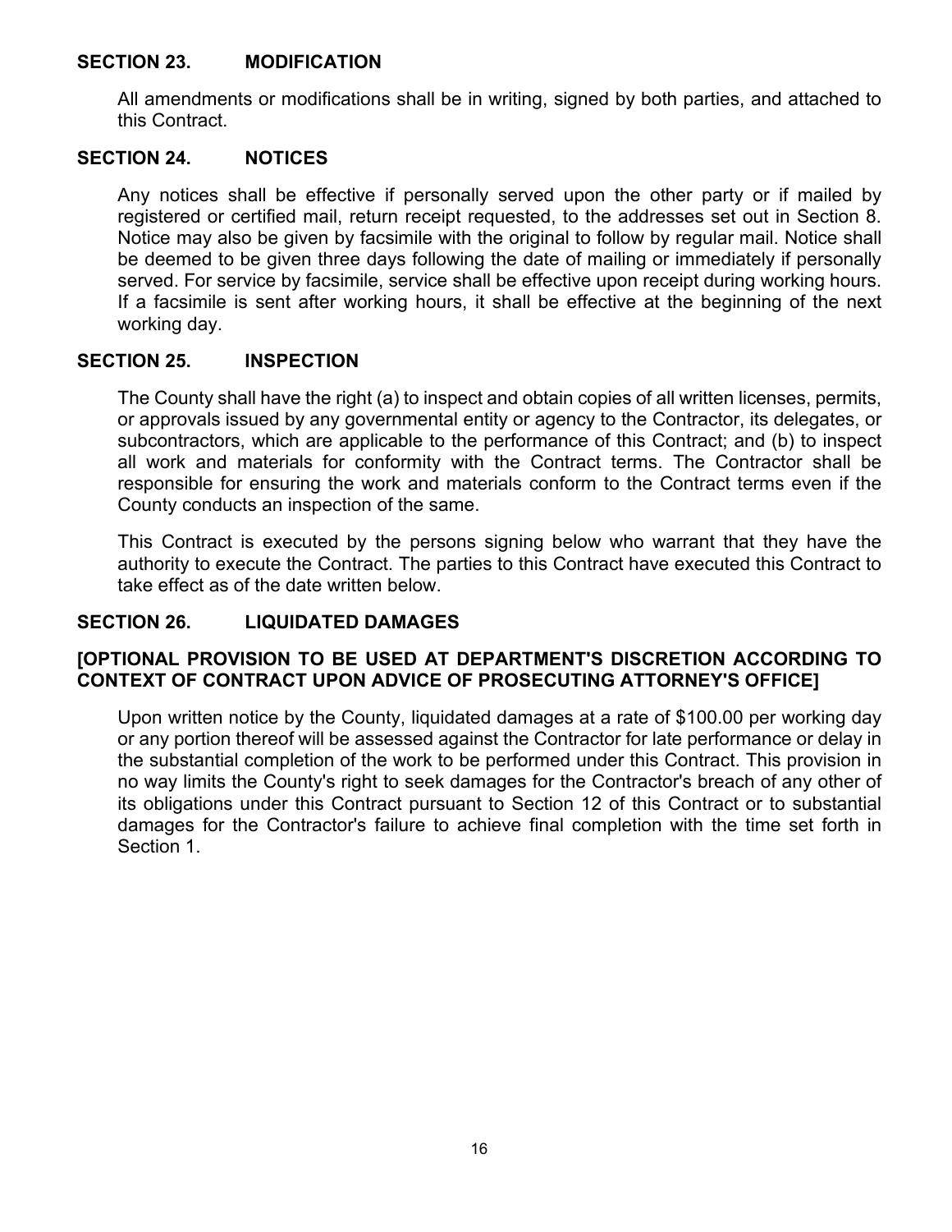## SECTION 23. MODIFICATION

All amendments or modifications shall be in writing, signed by both parties, and attached to this Contract.

## SECTION 24. NOTICES

Any notices shall be effective if personally served upon the other party or if mailed by registered or certified mail, return receipt requested, to the addresses set out in Section 8. Notice may also be given by facsimile with the original to follow by regular mail. Notice shall be deemed to be given three days following the date of mailing or immediately if personally served. For service by facsimile, service shall be effective upon receipt during working hours. If a facsimile is sent after working hours, it shall be effective at the beginning of the next working day.

## SECTION 25. INSPECTION

The County shall have the right (a) to inspect and obtain copies of all written licenses, permits, or approvals issued by any governmental entity or agency to the Contractor, its delegates, or subcontractors, which are applicable to the performance of this Contract; and (b) to inspect all work and materials for conformity with the Contract terms. The Contractor shall be responsible for ensuring the work and materials conform to the Contract terms even if the County conducts an inspection of the same.

This Contract is executed by the persons signing below who warrant that they have the authority to execute the Contract. The parties to this Contract have executed this Contract to take effect as of the date written below.

## SECTION 26. LIQUIDATED DAMAGES

**[OPTIONAL PROVISION TO BE USED AT DEPARTMENT'S DISCRETION ACCORDING TO CONTEXT OF CONTRACT UPON ADVICE OF PROSECUTING ATTORNEY'S OFFICE]**

Upon written notice by the County, liquidated damages at a rate of $100.00 per working day or any portion thereof will be assessed against the Contractor for late performance or delay in the substantial completion of the work to be performed under this Contract. This provision in no way limits the County's right to seek damages for the Contractor's breach of any other of its obligations under this Contract pursuant to Section 12 of this Contract or to substantial damages for the Contractor's failure to achieve final completion with the time set forth in Section 1.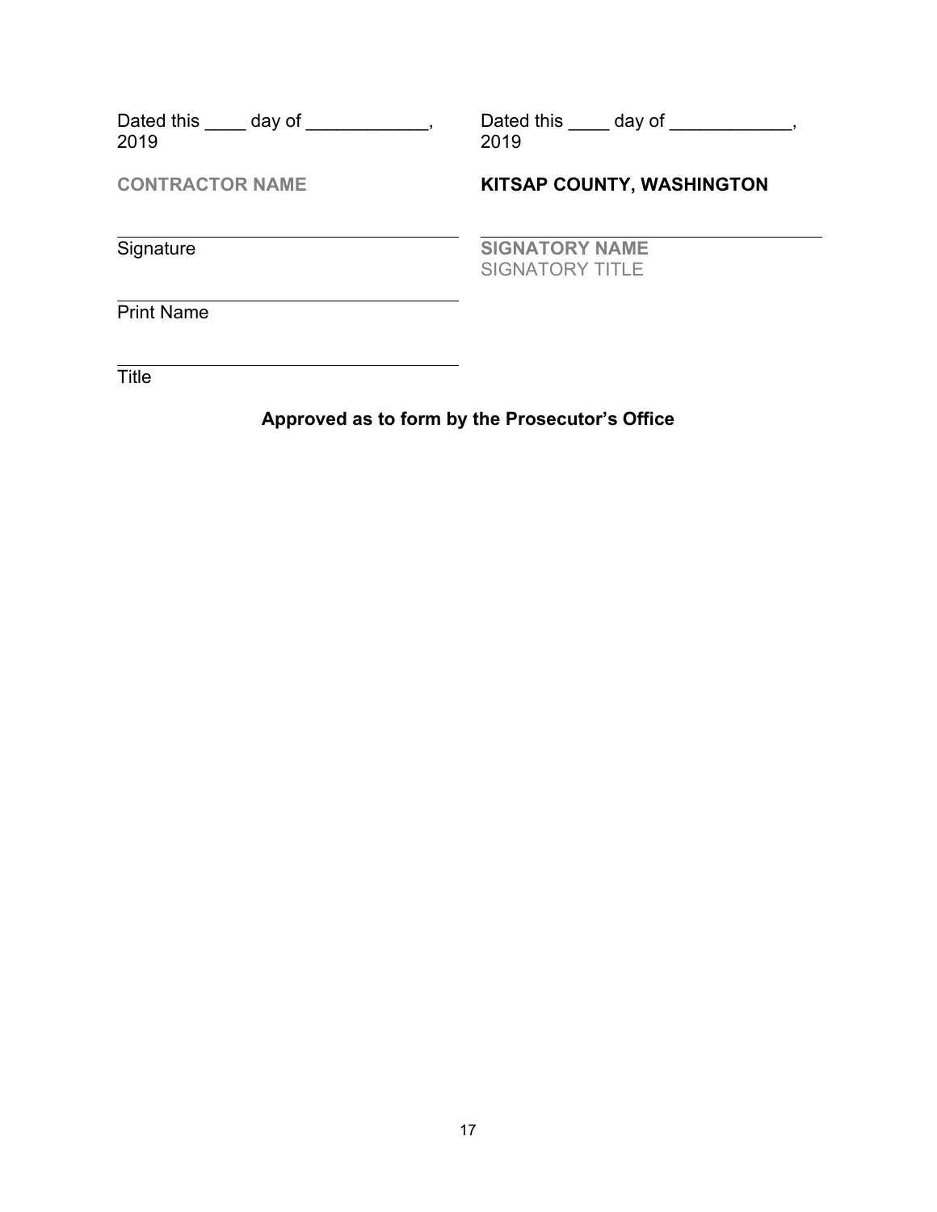Dated this ____ day of ____________, 2019

**CONTRACTOR NAME**

\_\_\_\_\_\_\_\_\_\_\_\_\_\_\_\_\_\_\_\_\_\_\_\_\_\_\_\_\_\_\_\_\_\_\_\_
Signature

\_\_\_\_\_\_\_\_\_\_\_\_\_\_\_\_\_\_\_\_\_\_\_\_\_\_\_\_\_\_\_\_\_\_\_\_
Print Name

\_\_\_\_\_\_\_\_\_\_\_\_\_\_\_\_\_\_\_\_\_\_\_\_\_\_\_\_\_\_\_\_\_\_\_\_
Title

Dated this ____ day of ____________, 2019

**KITSAP COUNTY, WASHINGTON**

\_\_\_\_\_\_\_\_\_\_\_\_\_\_\_\_\_\_\_\_\_\_\_\_\_\_\_\_\_\_\_\_\_\_\_\_
**SIGNATORY NAME**
SIGNATORY TITLE

**Approved as to form by the Prosecutor's Office**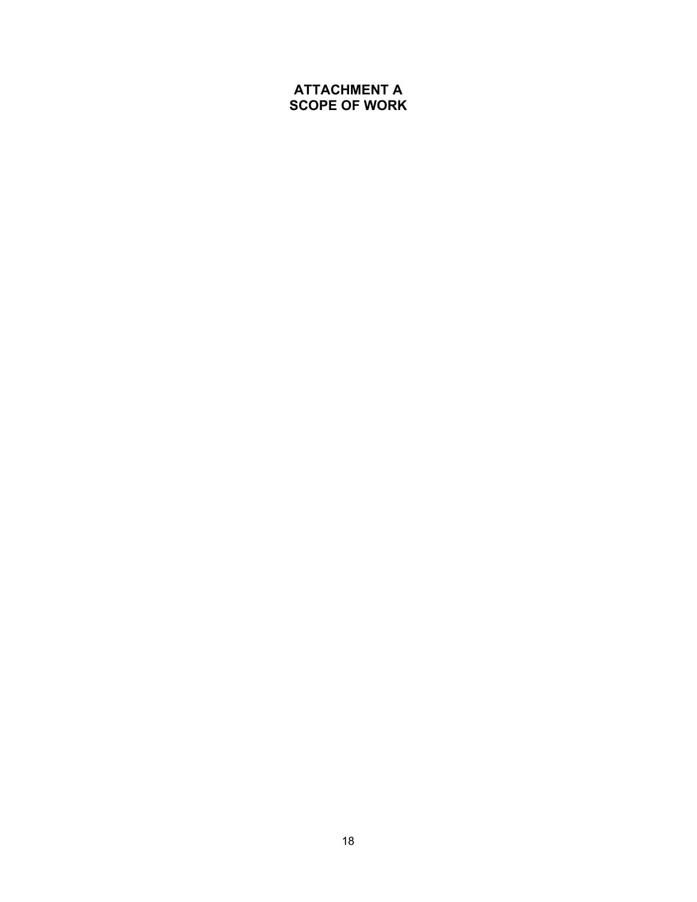# ATTACHMENT A
# SCOPE OF WORK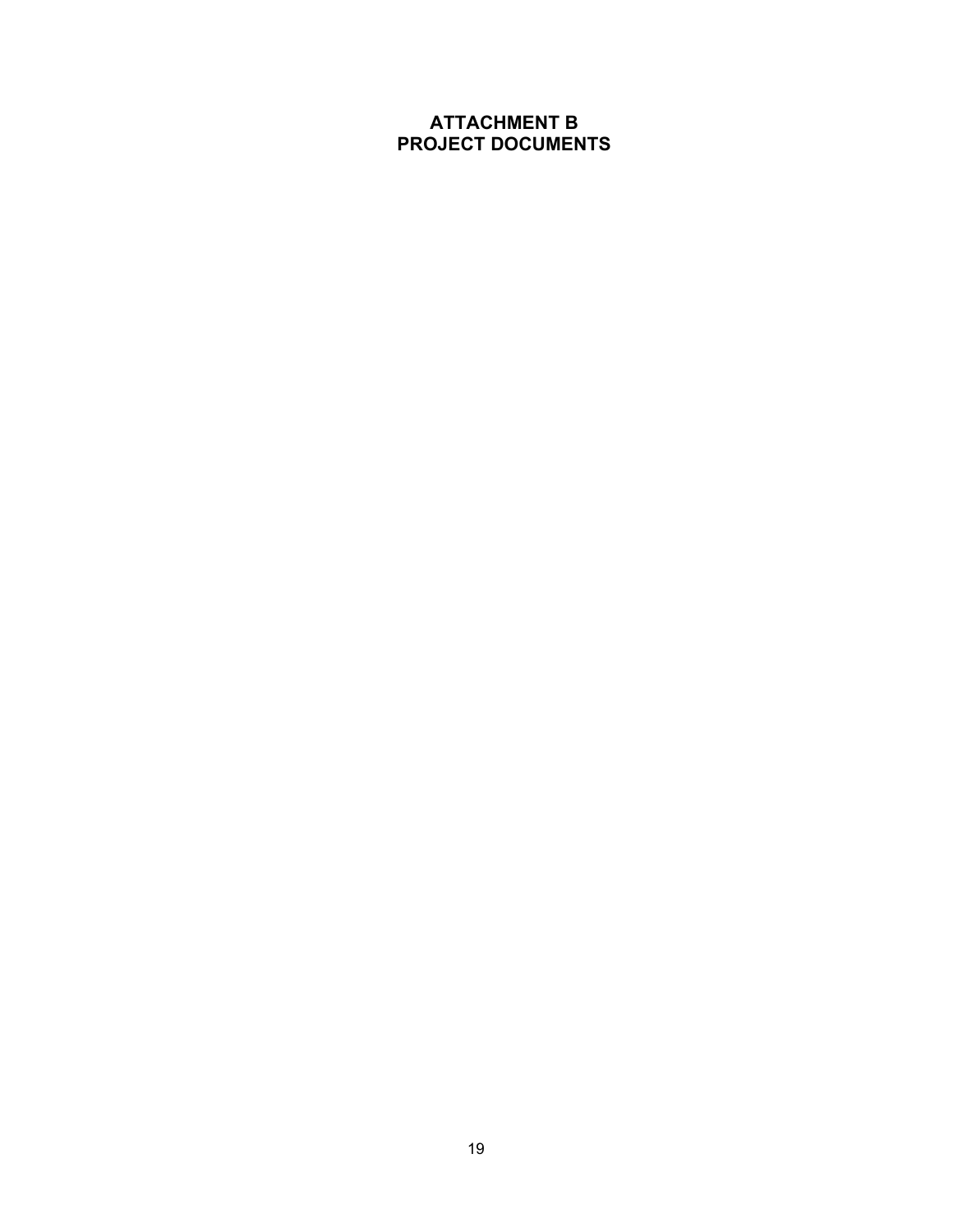# ATTACHMENT B
# PROJECT DOCUMENTS